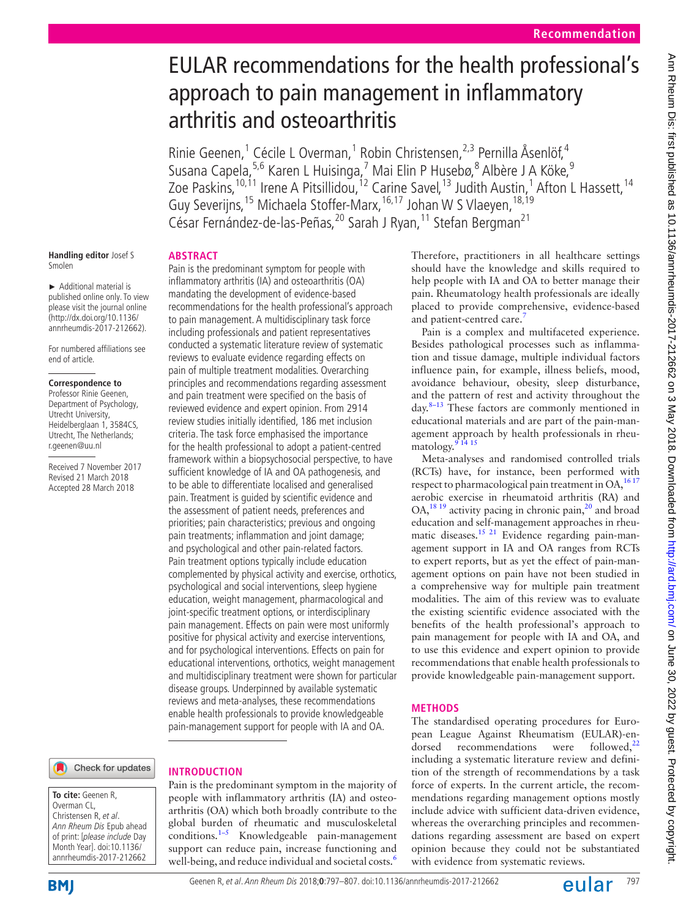# EULAR recommendations for the health professional's approach to pain management in inflammatory arthritis and osteoarthritis

Rinie Geenen,[1] Cécile L Overman,[1] Robin Christensen,[2,3] Pernilla Åsenlöf,[4] Susana Capela,[5,6] Karen L Huisinga,[7] Mai Elin P Husebø,[8] Albère J A Köke,[9] Zoe Paskins,[10,11] Irene A Pitsillidou,[12] Carine Savel,[13] Judith Austin,[1] Afton L Hassett,[14] Guy Severijns,[15] Michaela Stoffer-Marx,[16,17] Johan W S Vlaeyen,[18,19] César Fernández-de-las-Peñas,[20] Sarah J Ryan,[11] Stefan Bergman[21]

**Handling editor** Josef S Smolen

► Additional material is published online only. To view please visit the journal online (http://dx.doi.org/10.1136/annrheumdis-2017-212662).

For numbered affiliations see end of article.

**Correspondence to**
Professor Rinie Geenen, Department of Psychology, Utrecht University, Heidelberglaan 1, 3584CS, Utrecht, The Netherlands; r.geenen@uu.nl

Received 7 November 2017
Revised 21 March 2018
Accepted 28 March 2018

**To cite:** Geenen R, Overman CL, Christensen R, *et al*. *Ann Rheum Dis* Epub ahead of print: [*please include* Day Month Year]. doi:10.1136/annrheumdis-2017-212662

## ABSTRACT

Pain is the predominant symptom for people with inflammatory arthritis (IA) and osteoarthritis (OA) mandating the development of evidence-based recommendations for the health professional's approach to pain management. A multidisciplinary task force including professionals and patient representatives conducted a systematic literature review of systematic reviews to evaluate evidence regarding effects on pain of multiple treatment modalities. Overarching principles and recommendations regarding assessment and pain treatment were specified on the basis of reviewed evidence and expert opinion. From 2914 review studies initially identified, 186 met inclusion criteria. The task force emphasised the importance for the health professional to adopt a patient-centred framework within a biopsychosocial perspective, to have sufficient knowledge of IA and OA pathogenesis, and to be able to differentiate localised and generalised pain. Treatment is guided by scientific evidence and the assessment of patient needs, preferences and priorities; pain characteristics; previous and ongoing pain treatments; inflammation and joint damage; and psychological and other pain-related factors. Pain treatment options typically include education complemented by physical activity and exercise, orthotics, psychological and social interventions, sleep hygiene education, weight management, pharmacological and joint-specific treatment options, or interdisciplinary pain management. Effects on pain were most uniformly positive for physical activity and exercise interventions, and for psychological interventions. Effects on pain for educational interventions, orthotics, weight management and multidisciplinary treatment were shown for particular disease groups. Underpinned by available systematic reviews and meta-analyses, these recommendations enable health professionals to provide knowledgeable pain-management support for people with IA and OA.

## INTRODUCTION

Pain is the predominant symptom in the majority of people with inflammatory arthritis (IA) and osteoarthritis (OA) which both broadly contribute to the global burden of rheumatic and musculoskeletal conditions.[1–5] Knowledgeable pain-management support can reduce pain, increase functioning and well-being, and reduce individual and societal costs.[6] Therefore, practitioners in all healthcare settings should have the knowledge and skills required to help people with IA and OA to better manage their pain. Rheumatology health professionals are ideally placed to provide comprehensive, evidence-based and patient-centred care.[7]

Pain is a complex and multifaceted experience. Besides pathological processes such as inflammation and tissue damage, multiple individual factors influence pain, for example, illness beliefs, mood, avoidance behaviour, obesity, sleep disturbance, and the pattern of rest and activity throughout the day.[8–13] These factors are commonly mentioned in educational materials and are part of the pain-management approach by health professionals in rheumatology.[9 14 15]

Meta-analyses and randomised controlled trials (RCTs) have, for instance, been performed with respect to pharmacological pain treatment in OA,[16 17] aerobic exercise in rheumatoid arthritis (RA) and OA,[18 19] activity pacing in chronic pain,[20] and broad education and self-management approaches in rheumatic diseases.[15 21] Evidence regarding pain-management support in IA and OA ranges from RCTs to expert reports, but as yet the effect of pain-management options on pain have not been studied in a comprehensive way for multiple pain treatment modalities. The aim of this review was to evaluate the existing scientific evidence associated with the benefits of the health professional's approach to pain management for people with IA and OA, and to use this evidence and expert opinion to provide recommendations that enable health professionals to provide knowledgeable pain-management support.

## METHODS

The standardised operating procedures for European League Against Rheumatism (EULAR)-endorsed recommendations were followed,[22] including a systematic literature review and definition of the strength of recommendations by a task force of experts. In the current article, the recommendations regarding management options mostly include advice with sufficient data-driven evidence, whereas the overarching principles and recommendations regarding assessment are based on expert opinion because they could not be substantiated with evidence from systematic reviews.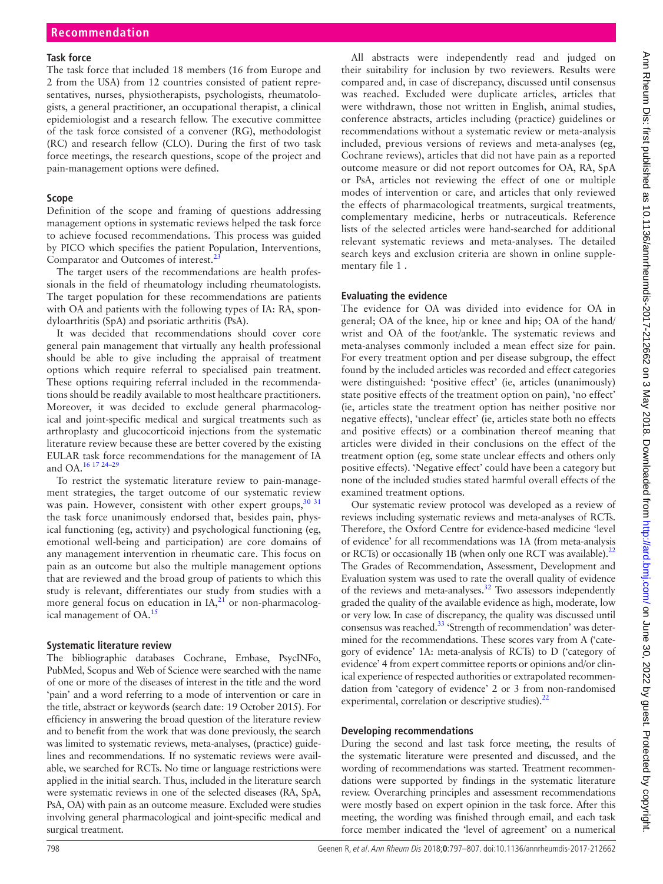### Task force

The task force that included 18 members (16 from Europe and 2 from the USA) from 12 countries consisted of patient representatives, nurses, physiotherapists, psychologists, rheumatologists, a general practitioner, an occupational therapist, a clinical epidemiologist and a research fellow. The executive committee of the task force consisted of a convener (RG), methodologist (RC) and research fellow (CLO). During the first of two task force meetings, the research questions, scope of the project and pain-management options were defined.

### Scope

Definition of the scope and framing of questions addressing management options in systematic reviews helped the task force to achieve focused recommendations. This process was guided by PICO which specifies the patient Population, Interventions, Comparator and Outcomes of interest.[23]

The target users of the recommendations are health professionals in the field of rheumatology including rheumatologists. The target population for these recommendations are patients with OA and patients with the following types of IA: RA, spondyloarthritis (SpA) and psoriatic arthritis (PsA).

It was decided that recommendations should cover core general pain management that virtually any health professional should be able to give including the appraisal of treatment options which require referral to specialised pain treatment. These options requiring referral included in the recommendations should be readily available to most healthcare practitioners. Moreover, it was decided to exclude general pharmacological and joint-specific medical and surgical treatments such as arthroplasty and glucocorticoid injections from the systematic literature review because these are better covered by the existing EULAR task force recommendations for the management of IA and OA.[16 17 24–29]

To restrict the systematic literature review to pain-management strategies, the target outcome of our systematic review was pain. However, consistent with other expert groups,[30 31] the task force unanimously endorsed that, besides pain, physical functioning (eg, activity) and psychological functioning (eg, emotional well-being and participation) are core domains of any management intervention in rheumatic care. This focus on pain as an outcome but also the multiple management options that are reviewed and the broad group of patients to which this study is relevant, differentiates our study from studies with a more general focus on education in IA,[21] or non-pharmacological management of OA.[15]

### Systematic literature review

The bibliographic databases Cochrane, Embase, PsycINFo, PubMed, Scopus and Web of Science were searched with the name of one or more of the diseases of interest in the title and the word 'pain' and a word referring to a mode of intervention or care in the title, abstract or keywords (search date: 19 October 2015). For efficiency in answering the broad question of the literature review and to benefit from the work that was done previously, the search was limited to systematic reviews, meta-analyses, (practice) guidelines and recommendations. If no systematic reviews were available, we searched for RCTs. No time or language restrictions were applied in the initial search. Thus, included in the literature search were systematic reviews in one of the selected diseases (RA, SpA, PsA, OA) with pain as an outcome measure. Excluded were studies involving general pharmacological and joint-specific medical and surgical treatment.

All abstracts were independently read and judged on their suitability for inclusion by two reviewers. Results were compared and, in case of discrepancy, discussed until consensus was reached. Excluded were duplicate articles, articles that were withdrawn, those not written in English, animal studies, conference abstracts, articles including (practice) guidelines or recommendations without a systematic review or meta-analysis included, previous versions of reviews and meta-analyses (eg, Cochrane reviews), articles that did not have pain as a reported outcome measure or did not report outcomes for OA, RA, SpA or PsA, articles not reviewing the effect of one or multiple modes of intervention or care, and articles that only reviewed the effects of pharmacological treatments, surgical treatments, complementary medicine, herbs or nutraceuticals. Reference lists of the selected articles were hand-searched for additional relevant systematic reviews and meta-analyses. The detailed search keys and exclusion criteria are shown in online supplementary file 1 .

### Evaluating the evidence

The evidence for OA was divided into evidence for OA in general; OA of the knee, hip or knee and hip; OA of the hand/wrist and OA of the foot/ankle. The systematic reviews and meta-analyses commonly included a mean effect size for pain. For every treatment option and per disease subgroup, the effect found by the included articles was recorded and effect categories were distinguished: 'positive effect' (ie, articles (unanimously) state positive effects of the treatment option on pain), 'no effect' (ie, articles state the treatment option has neither positive nor negative effects), 'unclear effect' (ie, articles state both no effects and positive effects) or a combination thereof meaning that articles were divided in their conclusions on the effect of the treatment option (eg, some state unclear effects and others only positive effects). 'Negative effect' could have been a category but none of the included studies stated harmful overall effects of the examined treatment options.

Our systematic review protocol was developed as a review of reviews including systematic reviews and meta-analyses of RCTs. Therefore, the Oxford Centre for evidence-based medicine 'level of evidence' for all recommendations was 1A (from meta-analysis or RCTs) or occasionally 1B (when only one RCT was available).[22] The Grades of Recommendation, Assessment, Development and Evaluation system was used to rate the overall quality of evidence of the reviews and meta-analyses.[32] Two assessors independently graded the quality of the available evidence as high, moderate, low or very low. In case of discrepancy, the quality was discussed until consensus was reached.[33] 'Strength of recommendation' was determined for the recommendations. These scores vary from A ('category of evidence' 1A: meta-analysis of RCTs) to D ('category of evidence' 4 from expert committee reports or opinions and/or clinical experience of respected authorities or extrapolated recommendation from 'category of evidence' 2 or 3 from non-randomised experimental, correlation or descriptive studies).[22]

### Developing recommendations

During the second and last task force meeting, the results of the systematic literature were presented and discussed, and the wording of recommendations was started. Treatment recommendations were supported by findings in the systematic literature review. Overarching principles and assessment recommendations were mostly based on expert opinion in the task force. After this meeting, the wording was finished through email, and each task force member indicated the 'level of agreement' on a numerical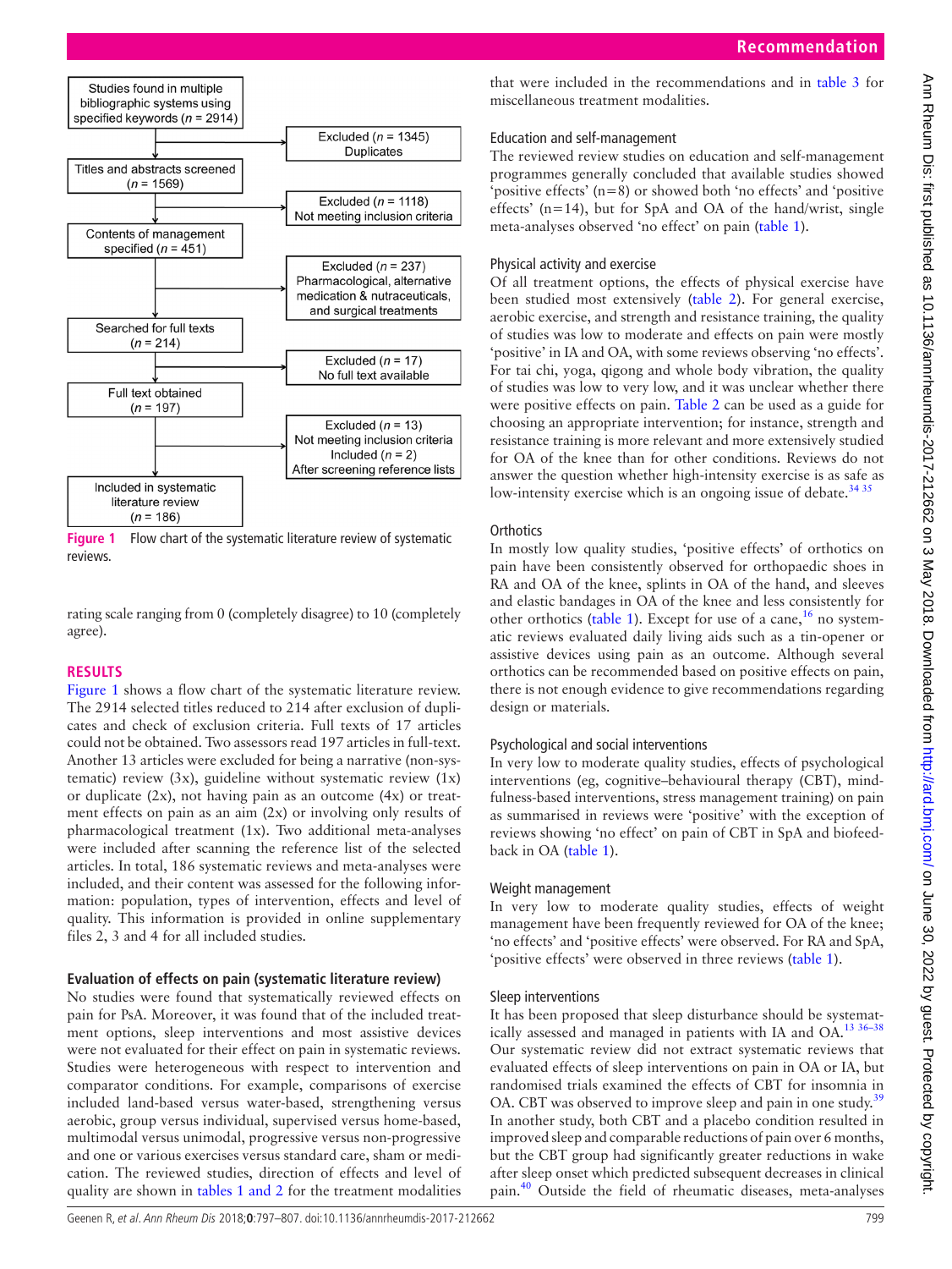Studies found in multiple bibliographic systems using specified keywords (n = 2914)

Excluded (n = 1345) Duplicates

Titles and abstracts screened (n = 1569)

Excluded (n = 1118) Not meeting inclusion criteria

Contents of management specified (n = 451)

Excluded (n = 237) Pharmacological, alternative medication & nutraceuticals, and surgical treatments

Searched for full texts (n = 214)

Excluded (n = 17) No full text available

Full text obtained (n = 197)

Excluded (n = 13) Not meeting inclusion criteria
Included (n = 2) After screening reference lists

Included in systematic literature review (n = 186)

**Figure 1** Flow chart of the systematic literature review of systematic reviews.

rating scale ranging from 0 (completely disagree) to 10 (completely agree).

## RESULTS

Figure 1 shows a flow chart of the systematic literature review. The 2914 selected titles reduced to 214 after exclusion of duplicates and check of exclusion criteria. Full texts of 17 articles could not be obtained. Two assessors read 197 articles in full-text. Another 13 articles were excluded for being a narrative (non-systematic) review (3x), guideline without systematic review (1x) or duplicate (2x), not having pain as an outcome (4x) or treatment effects on pain as an aim (2x) or involving only results of pharmacological treatment (1x). Two additional meta-analyses were included after scanning the reference list of the selected articles. In total, 186 systematic reviews and meta-analyses were included, and their content was assessed for the following information: population, types of intervention, effects and level of quality. This information is provided in online supplementary files 2, 3 and 4 for all included studies.

### Evaluation of effects on pain (systematic literature review)

No studies were found that systematically reviewed effects on pain for PsA. Moreover, it was found that of the included treatment options, sleep interventions and most assistive devices were not evaluated for their effect on pain in systematic reviews. Studies were heterogeneous with respect to intervention and comparator conditions. For example, comparisons of exercise included land-based versus water-based, strengthening versus aerobic, group versus individual, supervised versus home-based, multimodal versus unimodal, progressive versus non-progressive and one or various exercises versus standard care, sham or medication. The reviewed studies, direction of effects and level of quality are shown in tables 1 and 2 for the treatment modalities that were included in the recommendations and in table 3 for miscellaneous treatment modalities.

### Education and self-management

The reviewed review studies on education and self-management programmes generally concluded that available studies showed 'positive effects' (n=8) or showed both 'no effects' and 'positive effects' (n=14), but for SpA and OA of the hand/wrist, single meta-analyses observed 'no effect' on pain (table 1).

### Physical activity and exercise

Of all treatment options, the effects of physical exercise have been studied most extensively (table 2). For general exercise, aerobic exercise, and strength and resistance training, the quality of studies was low to moderate and effects on pain were mostly 'positive' in IA and OA, with some reviews observing 'no effects'. For tai chi, yoga, qigong and whole body vibration, the quality of studies was low to very low, and it was unclear whether there were positive effects on pain. Table 2 can be used as a guide for choosing an appropriate intervention; for instance, strength and resistance training is more relevant and more extensively studied for OA of the knee than for other conditions. Reviews do not answer the question whether high-intensity exercise is as safe as low-intensity exercise which is an ongoing issue of debate.[34 35]

### Orthotics

In mostly low quality studies, 'positive effects' of orthotics on pain have been consistently observed for orthopaedic shoes in RA and OA of the knee, splints in OA of the hand, and sleeves and elastic bandages in OA of the knee and less consistently for other orthotics (table 1). Except for use of a cane,[16] no systematic reviews evaluated daily living aids such as a tin-opener or assistive devices using pain as an outcome. Although several orthotics can be recommended based on positive effects on pain, there is not enough evidence to give recommendations regarding design or materials.

### Psychological and social interventions

In very low to moderate quality studies, effects of psychological interventions (eg, cognitive–behavioural therapy (CBT), mindfulness-based interventions, stress management training) on pain as summarised in reviews were 'positive' with the exception of reviews showing 'no effect' on pain of CBT in SpA and biofeedback in OA (table 1).

### Weight management

In very low to moderate quality studies, effects of weight management have been frequently reviewed for OA of the knee; 'no effects' and 'positive effects' were observed. For RA and SpA, 'positive effects' were observed in three reviews (table 1).

### Sleep interventions

It has been proposed that sleep disturbance should be systematically assessed and managed in patients with IA and OA.[13 36–38] Our systematic review did not extract systematic reviews that evaluated effects of sleep interventions on pain in OA or IA, but randomised trials examined the effects of CBT for insomnia in OA. CBT was observed to improve sleep and pain in one study.[39] In another study, both CBT and a placebo condition resulted in improved sleep and comparable reductions of pain over 6 months, but the CBT group had significantly greater reductions in wake after sleep onset which predicted subsequent decreases in clinical pain.[40] Outside the field of rheumatic diseases, meta-analyses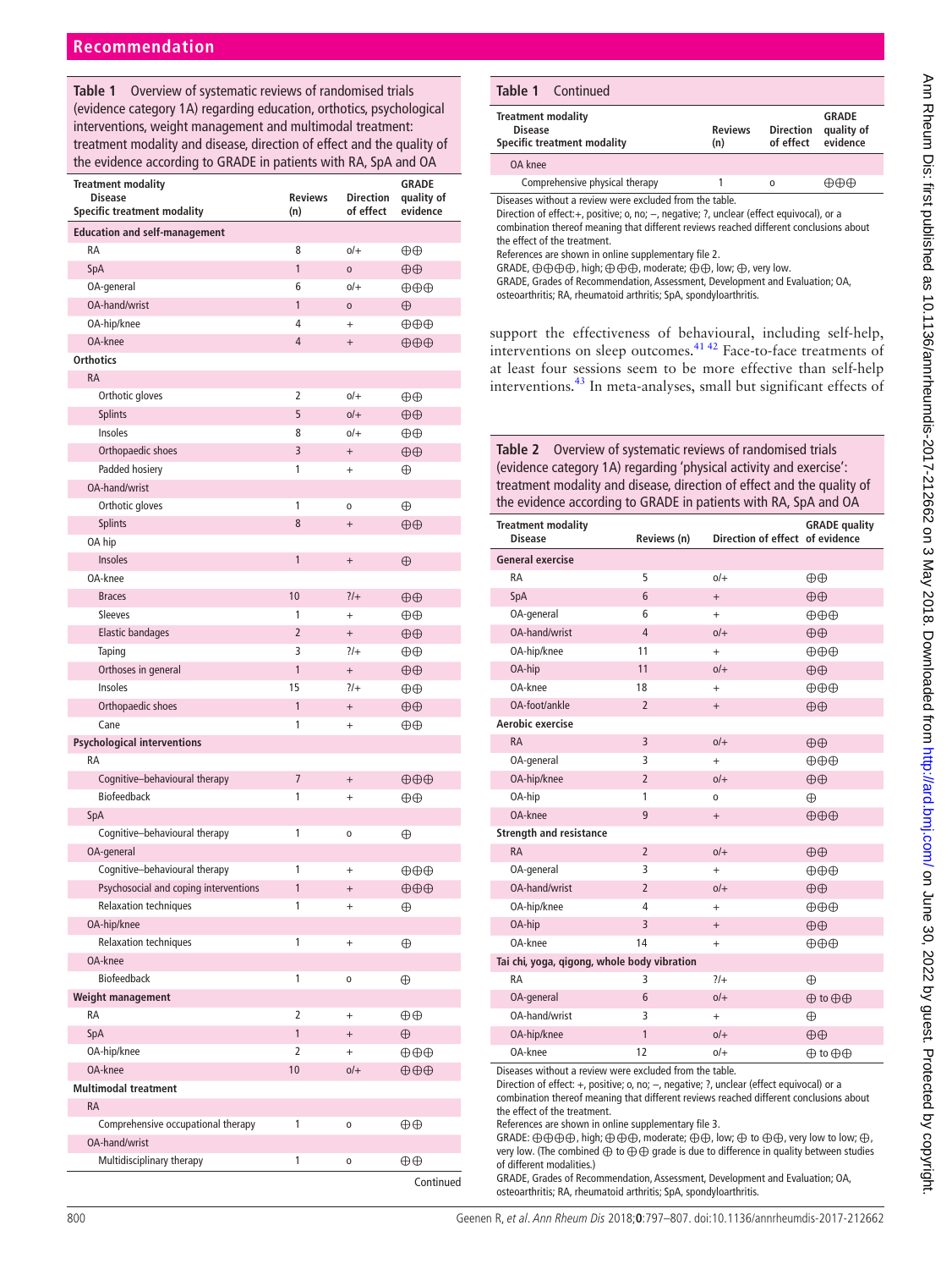**Table 1** Overview of systematic reviews of randomised trials (evidence category 1A) regarding education, orthotics, psychological interventions, weight management and multimodal treatment: treatment modality and disease, direction of effect and the quality of the evidence according to GRADE in patients with RA, SpA and OA

| Treatment modality / Disease / Specific treatment modality | Reviews (n) | Direction of effect | GRADE quality of evidence |
|---|---|---|---|
| **Education and self-management** | | | |
| RA | 8 | o/+ | ⊕⊕ |
| SpA | 1 | o | ⊕⊕ |
| OA-general | 6 | o/+ | ⊕⊕⊕ |
| OA-hand/wrist | 1 | o | ⊕ |
| OA-hip/knee | 4 | + | ⊕⊕⊕ |
| OA-knee | 4 | + | ⊕⊕⊕ |
| **Orthotics** | | | |
| RA | | | |
| Orthotic gloves | 2 | o/+ | ⊕⊕ |
| Splints | 5 | o/+ | ⊕⊕ |
| Insoles | 8 | o/+ | ⊕⊕ |
| Orthopaedic shoes | 3 | + | ⊕⊕ |
| Padded hosiery | 1 | + | ⊕ |
| OA-hand/wrist | | | |
| Orthotic gloves | 1 | o | ⊕ |
| Splints | 8 | + | ⊕⊕ |
| OA hip | | | |
| Insoles | 1 | + | ⊕ |
| OA-knee | | | |
| Braces | 10 | ?/+ | ⊕⊕ |
| Sleeves | 1 | + | ⊕⊕ |
| Elastic bandages | 2 | + | ⊕⊕ |
| Taping | 3 | ?/+ | ⊕⊕ |
| Orthoses in general | 1 | + | ⊕⊕ |
| Insoles | 15 | ?/+ | ⊕⊕ |
| Orthopaedic shoes | 1 | + | ⊕⊕ |
| Cane | 1 | + | ⊕⊕ |
| **Psychological interventions** | | | |
| RA | | | |
| Cognitive–behavioural therapy | 7 | + | ⊕⊕⊕ |
| Biofeedback | 1 | + | ⊕⊕ |
| SpA | | | |
| Cognitive–behavioural therapy | 1 | o | ⊕ |
| OA-general | | | |
| Cognitive–behavioural therapy | 1 | + | ⊕⊕⊕ |
| Psychosocial and coping interventions | 1 | + | ⊕⊕⊕ |
| Relaxation techniques | 1 | + | ⊕ |
| OA-hip/knee | | | |
| Relaxation techniques | 1 | + | ⊕ |
| OA-knee | | | |
| Biofeedback | 1 | o | ⊕ |
| **Weight management** | | | |
| RA | 2 | + | ⊕⊕ |
| SpA | 1 | + | ⊕ |
| OA-hip/knee | 2 | + | ⊕⊕⊕ |
| OA-knee | 10 | o/+ | ⊕⊕⊕ |
| **Multimodal treatment** | | | |
| RA | | | |
| Comprehensive occupational therapy | 1 | o | ⊕⊕ |
| OA-hand/wrist | | | |
| Multidisciplinary therapy | 1 | o | ⊕⊕ |
| OA knee | | | |
| Comprehensive physical therapy | 1 | o | ⊕⊕⊕ |

Diseases without a review were excluded from the table.
Direction of effect: +, positive; o, no; –, negative; ?, unclear (effect equivocal), or a combination thereof meaning that different reviews reached different conclusions about the effect of the treatment.
References are shown in online supplementary file 2.
GRADE, ⊕⊕⊕⊕, high; ⊕⊕⊕, moderate; ⊕⊕, low; ⊕, very low.
GRADE, Grades of Recommendation, Assessment, Development and Evaluation; OA, osteoarthritis; RA, rheumatoid arthritis; SpA, spondyloarthritis.

support the effectiveness of behavioural, including self-help, interventions on sleep outcomes.[41 42] Face-to-face treatments of at least four sessions seem to be more effective than self-help interventions.[43] In meta-analyses, small but significant effects of

**Table 2** Overview of systematic reviews of randomised trials (evidence category 1A) regarding 'physical activity and exercise': treatment modality and disease, direction of effect and the quality of the evidence according to GRADE in patients with RA, SpA and OA

| Treatment modality / Disease | Reviews (n) | Direction of effect | GRADE quality of evidence |
|---|---|---|---|
| **General exercise** | | | |
| RA | 5 | o/+ | ⊕⊕ |
| SpA | 6 | + | ⊕⊕ |
| OA-general | 6 | + | ⊕⊕⊕ |
| OA-hand/wrist | 4 | o/+ | ⊕⊕ |
| OA-hip/knee | 11 | + | ⊕⊕⊕ |
| OA-hip | 11 | o/+ | ⊕⊕ |
| OA-knee | 18 | + | ⊕⊕⊕ |
| OA-foot/ankle | 2 | + | ⊕⊕ |
| **Aerobic exercise** | | | |
| RA | 3 | o/+ | ⊕⊕ |
| OA-general | 3 | + | ⊕⊕⊕ |
| OA-hip/knee | 2 | o/+ | ⊕⊕ |
| OA-hip | 1 | o | ⊕ |
| OA-knee | 9 | + | ⊕⊕⊕ |
| **Strength and resistance** | | | |
| RA | 2 | o/+ | ⊕⊕ |
| OA-general | 3 | + | ⊕⊕⊕ |
| OA-hand/wrist | 2 | o/+ | ⊕⊕ |
| OA-hip/knee | 4 | + | ⊕⊕⊕ |
| OA-hip | 3 | + | ⊕⊕ |
| OA-knee | 14 | + | ⊕⊕⊕ |
| **Tai chi, yoga, qigong, whole body vibration** | | | |
| RA | 3 | ?/+ | ⊕ |
| OA-general | 6 | o/+ | ⊕ to ⊕⊕ |
| OA-hand/wrist | 3 | + | ⊕ |
| OA-hip/knee | 1 | o/+ | ⊕⊕ |
| OA-knee | 12 | o/+ | ⊕ to ⊕⊕ |

Diseases without a review were excluded from the table.
Direction of effect: +, positive; o, no; –, negative; ?, unclear (effect equivocal), or a combination thereof meaning that different reviews reached different conclusions about the effect of the treatment.
References are shown in online supplementary file 3.
GRADE: ⊕⊕⊕⊕, high; ⊕⊕⊕, moderate; ⊕⊕, low; ⊕ to ⊕⊕, very low to low; ⊕, very low. (The combined ⊕ to ⊕⊕ grade is due to difference in quality between studies of different modalities.)
GRADE, Grades of Recommendation, Assessment, Development and Evaluation; OA, osteoarthritis; RA, rheumatoid arthritis; SpA, spondyloarthritis.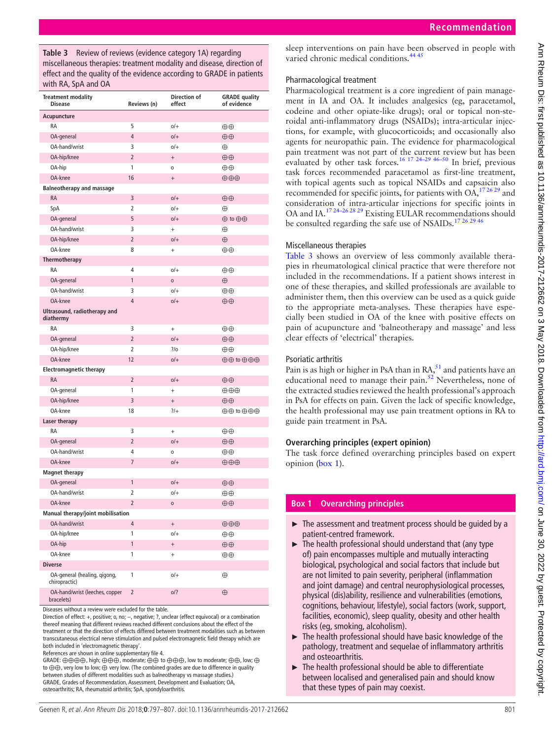**Table 3** Review of reviews (evidence category 1A) regarding miscellaneous therapies: treatment modality and disease, direction of effect and the quality of the evidence according to GRADE in patients with RA, SpA and OA

| Treatment modality Disease | Reviews (n) | Direction of effect | GRADE quality of evidence |
|---|---|---|---|
| **Acupuncture** | | | |
| RA | 5 | o/+ | ⊕⊕ |
| OA-general | 4 | o/+ | ⊕⊕ |
| OA-hand/wrist | 3 | o/+ | ⊕ |
| OA-hip/knee | 2 | + | ⊕⊕ |
| OA-hip | 1 | o | ⊕⊕ |
| OA-knee | 16 | + | ⊕⊕⊕ |
| **Balneotherapy and massage** | | | |
| RA | 3 | o/+ | ⊕⊕ |
| SpA | 2 | o/+ | ⊕ |
| OA-general | 5 | o/+ | ⊕ to ⊕⊕ |
| OA-hand/wrist | 3 | + | ⊕ |
| OA-hip/knee | 2 | o/+ | ⊕ |
| OA-knee | 8 | + | ⊕⊕ |
| **Thermotherapy** | | | |
| RA | 4 | o/+ | ⊕⊕ |
| OA-general | 1 | o | ⊕ |
| OA-hand/wrist | 3 | o/+ | ⊕⊕ |
| OA-knee | 4 | o/+ | ⊕⊕ |
| **Ultrasound, radiotherapy and diathermy** | | | |
| RA | 3 | + | ⊕⊕ |
| OA-general | 2 | o/+ | ⊕⊕ |
| OA-hip/knee | 2 | ?/o | ⊕⊕ |
| OA-knee | 12 | o/+ | ⊕⊕ to ⊕⊕⊕ |
| **Electromagnetic therapy** | | | |
| RA | 2 | o/+ | ⊕⊕ |
| OA-general | 1 | + | ⊕⊕⊕ |
| OA-hip/knee | 3 | + | ⊕⊕ |
| OA-knee | 18 | ?/+ | ⊕⊕ to ⊕⊕⊕ |
| **Laser therapy** | | | |
| RA | 3 | + | ⊕⊕ |
| OA-general | 2 | o/+ | ⊕⊕ |
| OA-hand/wrist | 4 | o | ⊕⊕ |
| OA-knee | 7 | o/+ | ⊕⊕⊕ |
| **Magnet therapy** | | | |
| OA-general | 1 | o/+ | ⊕⊕ |
| OA-hand/wrist | 2 | o/+ | ⊕⊕ |
| OA-knee | 2 | o | ⊕⊕ |
| **Manual therapy/joint mobilisation** | | | |
| OA-hand/wrist | 4 | + | ⊕⊕⊕ |
| OA-hip/knee | 1 | o/+ | ⊕⊕ |
| OA-hip | 1 | + | ⊕⊕ |
| OA-knee | 1 | + | ⊕⊕ |
| **Diverse** | | | |
| OA-general (healing, qigong, chiropractic) | 1 | o/+ | ⊕ |
| OA-hand/wrist (leeches, copper bracelets) | 2 | o/? | ⊕ |

Diseases without a review were excluded for the table.
Direction of effect: +, positive; o, no; –, negative; ?, unclear (effect equivocal) or a combination thereof meaning that different reviews reached different conclusions about the effect of the treatment or that the direction of effects differed between treatment modalities such as between transcutaneous electrical nerve stimulation and pulsed electromagnetic field therapy which are both included in 'electromagnetic therapy'.
References are shown in online supplementary file 4.
GRADE: ⊕⊕⊕⊕, high; ⊕⊕⊕, moderate; ⊕⊕ to ⊕⊕⊕, low to moderate; ⊕⊕, low; ⊕ to ⊕⊕, very low to low; ⊕ very low. (The combined grades are due to difference in quality between studies of different modalities such as balneotherapy vs massage studies.)
GRADE, Grades of Recommendation, Assessment, Development and Evaluation; OA, osteoarthritis; RA, rheumatoid arthritis; SpA, spondyloarthritis.

sleep interventions on pain have been observed in people with varied chronic medical conditions.[44 45]

### Pharmacological treatment

Pharmacological treatment is a core ingredient of pain management in IA and OA. It includes analgesics (eg, paracetamol, codeine and other opiate-like drugs); oral or topical non-steroidal anti-inflammatory drugs (NSAIDs); intra-articular injections, for example, with glucocorticoids; and occasionally also agents for neuropathic pain. The evidence for pharmacological pain treatment was not part of the current review but has been evaluated by other task forces.[16 17 24–29 46–50] In brief, previous task forces recommended paracetamol as first-line treatment, with topical agents such as topical NSAIDs and capsaicin also recommended for specific joints, for patients with OA,[17 26 29] and consideration of intra-articular injections for specific joints in OA and IA.[17 24–26 28 29] Existing EULAR recommendations should be consulted regarding the safe use of NSAIDs.[17 26 29 46]

### Miscellaneous therapies

Table 3 shows an overview of less commonly available therapies in rheumatological clinical practice that were therefore not included in the recommendations. If a patient shows interest in one of these therapies, and skilled professionals are available to administer them, then this overview can be used as a quick guide to the appropriate meta-analyses. These therapies have especially been studied in OA of the knee with positive effects on pain of acupuncture and 'balneotherapy and massage' and less clear effects of 'electrical' therapies.

### Psoriatic arthritis

Pain is as high or higher in PsA than in RA,[51] and patients have an educational need to manage their pain.[52] Nevertheless, none of the extracted studies reviewed the health professional's approach in PsA for effects on pain. Given the lack of specific knowledge, the health professional may use pain treatment options in RA to guide pain treatment in PsA.

## Overarching principles (expert opinion)

The task force defined overarching principles based on expert opinion (box 1).

**Box 1 Overarching principles**

- The assessment and treatment process should be guided by a patient-centred framework.
- The health professional should understand that (any type of) pain encompasses multiple and mutually interacting biological, psychological and social factors that include but are not limited to pain severity, peripheral (inflammation and joint damage) and central neurophysiological processes, physical (dis)ability, resilience and vulnerabilities (emotions, cognitions, behaviour, lifestyle), social factors (work, support, facilities, economic), sleep quality, obesity and other health risks (eg, smoking, alcoholism).
- The health professional should have basic knowledge of the pathology, treatment and sequelae of inflammatory arthritis and osteoarthritis.
- The health professional should be able to differentiate between localised and generalised pain and should know that these types of pain may coexist.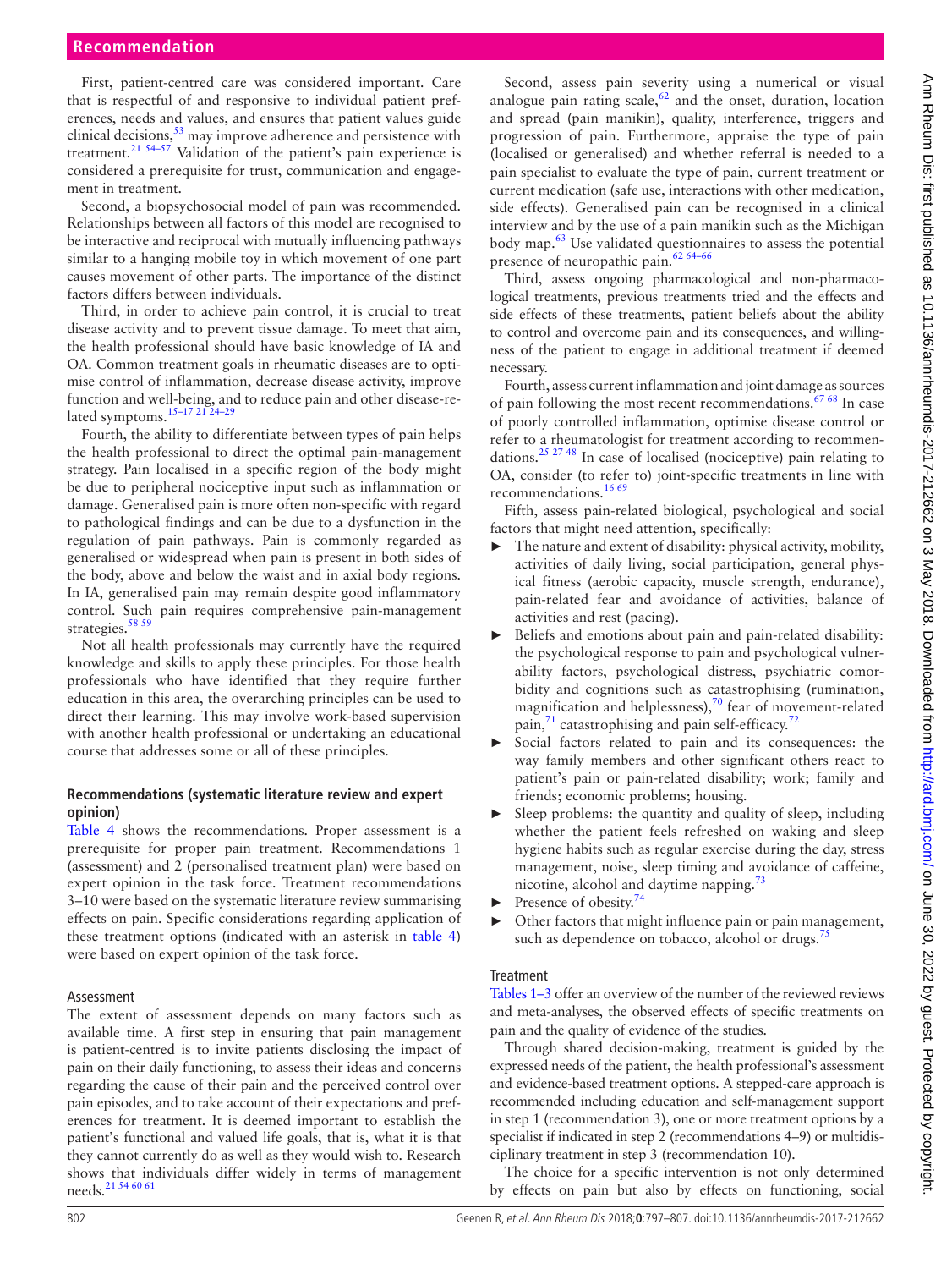First, patient-centred care was considered important. Care that is respectful of and responsive to individual patient preferences, needs and values, and ensures that patient values guide clinical decisions,[53] may improve adherence and persistence with treatment.[21 54–57] Validation of the patient's pain experience is considered a prerequisite for trust, communication and engagement in treatment.

Second, a biopsychosocial model of pain was recommended. Relationships between all factors of this model are recognised to be interactive and reciprocal with mutually influencing pathways similar to a hanging mobile toy in which movement of one part causes movement of other parts. The importance of the distinct factors differs between individuals.

Third, in order to achieve pain control, it is crucial to treat disease activity and to prevent tissue damage. To meet that aim, the health professional should have basic knowledge of IA and OA. Common treatment goals in rheumatic diseases are to optimise control of inflammation, decrease disease activity, improve function and well-being, and to reduce pain and other disease-related symptoms.[15–17 21 24–29]

Fourth, the ability to differentiate between types of pain helps the health professional to direct the optimal pain-management strategy. Pain localised in a specific region of the body might be due to peripheral nociceptive input such as inflammation or damage. Generalised pain is more often non-specific with regard to pathological findings and can be due to a dysfunction in the regulation of pain pathways. Pain is commonly regarded as generalised or widespread when pain is present in both sides of the body, above and below the waist and in axial body regions. In IA, generalised pain may remain despite good inflammatory control. Such pain requires comprehensive pain-management strategies.[58 59]

Not all health professionals may currently have the required knowledge and skills to apply these principles. For those health professionals who have identified that they require further education in this area, the overarching principles can be used to direct their learning. This may involve work-based supervision with another health professional or undertaking an educational course that addresses some or all of these principles.

### Recommendations (systematic literature review and expert opinion)

Table 4 shows the recommendations. Proper assessment is a prerequisite for proper pain treatment. Recommendations 1 (assessment) and 2 (personalised treatment plan) were based on expert opinion in the task force. Treatment recommendations 3–10 were based on the systematic literature review summarising effects on pain. Specific considerations regarding application of these treatment options (indicated with an asterisk in table 4) were based on expert opinion of the task force.

#### Assessment

The extent of assessment depends on many factors such as available time. A first step in ensuring that pain management is patient-centred is to invite patients disclosing the impact of pain on their daily functioning, to assess their ideas and concerns regarding the cause of their pain and the perceived control over pain episodes, and to take account of their expectations and preferences for treatment. It is deemed important to establish the patient's functional and valued life goals, that is, what it is that they cannot currently do as well as they would wish to. Research shows that individuals differ widely in terms of management needs.[21 54 60 61]

Second, assess pain severity using a numerical or visual analogue pain rating scale,[62] and the onset, duration, location and spread (pain manikin), quality, interference, triggers and progression of pain. Furthermore, appraise the type of pain (localised or generalised) and whether referral is needed to a pain specialist to evaluate the type of pain, current treatment or current medication (safe use, interactions with other medication, side effects). Generalised pain can be recognised in a clinical interview and by the use of a pain manikin such as the Michigan body map.[63] Use validated questionnaires to assess the potential presence of neuropathic pain.[62 64–66]

Third, assess ongoing pharmacological and non-pharmacological treatments, previous treatments tried and the effects and side effects of these treatments, patient beliefs about the ability to control and overcome pain and its consequences, and willingness of the patient to engage in additional treatment if deemed necessary.

Fourth, assess current inflammation and joint damage as sources of pain following the most recent recommendations.[67 68] In case of poorly controlled inflammation, optimise disease control or refer to a rheumatologist for treatment according to recommendations.[25 27 48] In case of localised (nociceptive) pain relating to OA, consider (to refer to) joint-specific treatments in line with recommendations.[16 69]

Fifth, assess pain-related biological, psychological and social factors that might need attention, specifically:

- The nature and extent of disability: physical activity, mobility, activities of daily living, social participation, general physical fitness (aerobic capacity, muscle strength, endurance), pain-related fear and avoidance of activities, balance of activities and rest (pacing).
- Beliefs and emotions about pain and pain-related disability: the psychological response to pain and psychological vulnerability factors, psychological distress, psychiatric comorbidity and cognitions such as catastrophising (rumination, magnification and helplessness),[70] fear of movement-related pain,[71] catastrophising and pain self-efficacy.[72]
- Social factors related to pain and its consequences: the way family members and other significant others react to patient's pain or pain-related disability; work; family and friends; economic problems; housing.
- Sleep problems: the quantity and quality of sleep, including whether the patient feels refreshed on waking and sleep hygiene habits such as regular exercise during the day, stress management, noise, sleep timing and avoidance of caffeine, nicotine, alcohol and daytime napping.[73]
- Presence of obesity.[74]
- Other factors that might influence pain or pain management, such as dependence on tobacco, alcohol or drugs.[75]

#### Treatment

Tables 1–3 offer an overview of the number of the reviewed reviews and meta-analyses, the observed effects of specific treatments on pain and the quality of evidence of the studies.

Through shared decision-making, treatment is guided by the expressed needs of the patient, the health professional's assessment and evidence-based treatment options. A stepped-care approach is recommended including education and self-management support in step 1 (recommendation 3), one or more treatment options by a specialist if indicated in step 2 (recommendations 4–9) or multidisciplinary treatment in step 3 (recommendation 10).

The choice for a specific intervention is not only determined by effects on pain but also by effects on functioning, social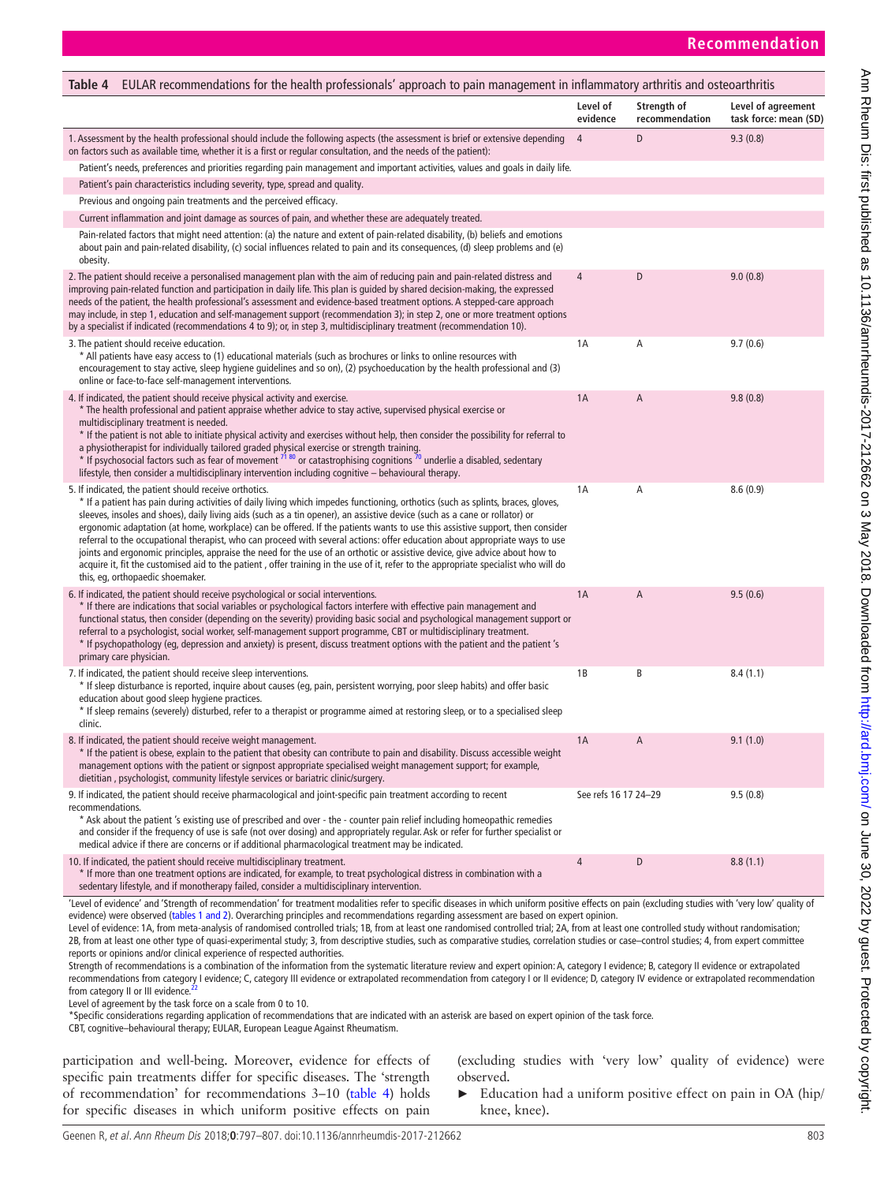**Table 4** EULAR recommendations for the health professionals' approach to pain management in inflammatory arthritis and osteoarthritis

| | Level of evidence | Strength of recommendation | Level of agreement task force: mean (SD) |
|---|---|---|---|
| 1. Assessment by the health professional should include the following aspects (the assessment is brief or extensive depending on factors such as available time, whether it is a first or regular consultation, and the needs of the patient): | 4 | D | 9.3 (0.8) |
| Patient's needs, preferences and priorities regarding pain management and important activities, values and goals in daily life. | | | |
| Patient's pain characteristics including severity, type, spread and quality. | | | |
| Previous and ongoing pain treatments and the perceived efficacy. | | | |
| Current inflammation and joint damage as sources of pain, and whether these are adequately treated. | | | |
| Pain-related factors that might need attention: (a) the nature and extent of pain-related disability, (b) beliefs and emotions about pain and pain-related disability, (c) social influences related to pain and its consequences, (d) sleep problems and (e) obesity. | | | |
| 2. The patient should receive a personalised management plan with the aim of reducing pain and pain-related distress and improving pain-related function and participation in daily life. This plan is guided by shared decision-making, the expressed needs of the patient, the health professional's assessment and evidence-based treatment options. A stepped-care approach may include, in step 1, education and self-management support (recommendation 3); in step 2, one or more treatment options by a specialist if indicated (recommendations 4 to 9); or, in step 3, multidisciplinary treatment (recommendation 10). | 4 | D | 9.0 (0.8) |
| 3. The patient should receive education. * All patients have easy access to (1) educational materials (such as brochures or links to online resources with encouragement to stay active, sleep hygiene guidelines and so on), (2) psychoeducation by the health professional and (3) online or face-to-face self-management interventions. | 1A | A | 9.7 (0.6) |
| 4. If indicated, the patient should receive physical activity and exercise. * The health professional and patient appraise whether advice to stay active, supervised physical exercise or multidisciplinary treatment is needed. * If the patient is not able to initiate physical activity and exercises without help, then consider the possibility for referral to a physiotherapist for individually tailored graded physical exercise or strength training. * If psychosocial factors such as fear of movement [71,80] or catastrophising cognitions [70] underlie a disabled, sedentary lifestyle, then consider a multidisciplinary intervention including cognitive – behavioural therapy. | 1A | A | 9.8 (0.8) |
| 5. If indicated, the patient should receive orthotics. * If a patient has pain during activities of daily living which impedes functioning, orthotics (such as splints, braces, gloves, sleeves, insoles and shoes), daily living aids (such as a tin opener), an assistive device (such as a cane or rollator) or ergonomic adaptation (at home, workplace) can be offered. If the patients wants to use this assistive support, then consider referral to the occupational therapist, who can proceed with several actions: offer education about appropriate ways to use joints and ergonomic principles, appraise the need for the use of an orthotic or assistive device, give advice about how to acquire it, fit the customised aid to the patient , offer training in the use of it, refer to the appropriate specialist who will do this, eg, orthopaedic shoemaker. | 1A | A | 8.6 (0.9) |
| 6. If indicated, the patient should receive psychological or social interventions. * If there are indications that social variables or psychological factors interfere with effective pain management and functional status, then consider (depending on the severity) providing basic social and psychological management support or referral to a psychologist, social worker, self-management support programme, CBT or multidisciplinary treatment. * If psychopathology (eg, depression and anxiety) is present, discuss treatment options with the patient and the patient 's primary care physician. | 1A | A | 9.5 (0.6) |
| 7. If indicated, the patient should receive sleep interventions. * If sleep disturbance is reported, inquire about causes (eg, pain, persistent worrying, poor sleep habits) and offer basic education about good sleep hygiene practices. * If sleep remains (severely) disturbed, refer to a therapist or programme aimed at restoring sleep, or to a specialised sleep clinic. | 1B | B | 8.4 (1.1) |
| 8. If indicated, the patient should receive weight management. * If the patient is obese, explain to the patient that obesity can contribute to pain and disability. Discuss accessible weight management options with the patient or signpost appropriate specialised weight management support; for example, dietitian , psychologist, community lifestyle services or bariatric clinic/surgery. | 1A | A | 9.1 (1.0) |
| 9. If indicated, the patient should receive pharmacological and joint-specific pain treatment according to recent recommendations. * Ask about the patient 's existing use of prescribed and over - the - counter pain relief including homeopathic remedies and consider if the frequency of use is safe (not over dosing) and appropriately regular. Ask or refer for further specialist or medical advice if there are concerns or if additional pharmacological treatment may be indicated. | See refs 16 17 24–29 | | 9.5 (0.8) |
| 10. If indicated, the patient should receive multidisciplinary treatment. * If more than one treatment options are indicated, for example, to treat psychological distress in combination with a sedentary lifestyle, and if monotherapy failed, consider a multidisciplinary intervention. | 4 | D | 8.8 (1.1) |

'Level of evidence' and 'Strength of recommendation' for treatment modalities refer to specific diseases in which uniform positive effects on pain (excluding studies with 'very low' quality of evidence) were observed (tables 1 and 2). Overarching principles and recommendations regarding assessment are based on expert opinion.

Level of evidence: 1A, from meta-analysis of randomised controlled trials; 1B, from at least one randomised controlled trial; 2A, from at least one controlled study without randomisation; 2B, from at least one other type of quasi-experimental study; 3, from descriptive studies, such as comparative studies, correlation studies or case–control studies; 4, from expert committee reports or opinions and/or clinical experience of respected authorities.

Strength of recommendations is a combination of the information from the systematic literature review and expert opinion: A, category I evidence; B, category II evidence or extrapolated recommendations from category I evidence; C, category III evidence or extrapolated recommendation from category I or II evidence; D, category IV evidence or extrapolated recommendation from category II or III evidence.[22]

Level of agreement by the task force on a scale from 0 to 10.

*Specific considerations regarding application of recommendations that are indicated with an asterisk are based on expert opinion of the task force.

CBT, cognitive–behavioural therapy; EULAR, European League Against Rheumatism.

participation and well-being. Moreover, evidence for effects of specific pain treatments differ for specific diseases. The 'strength of recommendation' for recommendations 3–10 (table 4) holds for specific diseases in which uniform positive effects on pain (excluding studies with 'very low' quality of evidence) were observed.

- Education had a uniform positive effect on pain in OA (hip/knee, knee).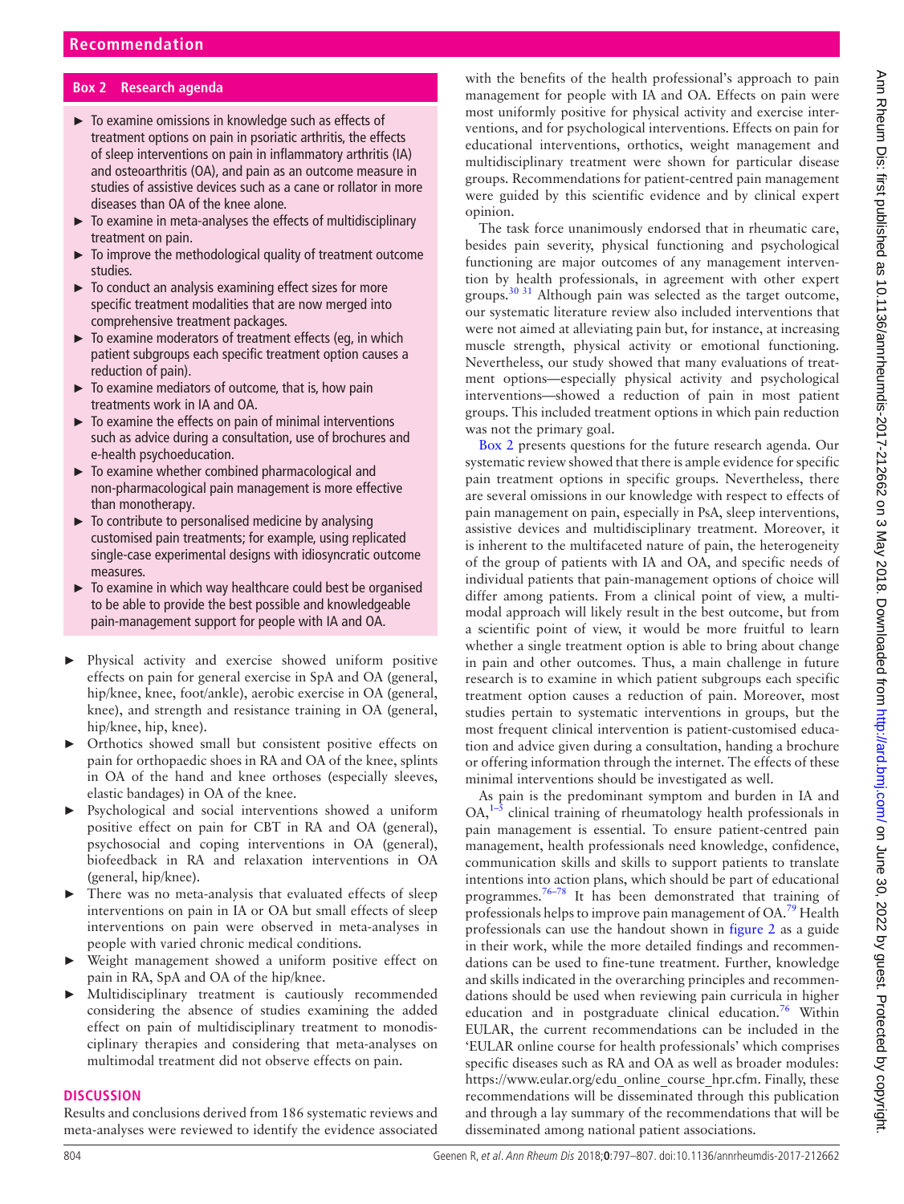### Box 2 Research agenda

- To examine omissions in knowledge such as effects of treatment options on pain in psoriatic arthritis, the effects of sleep interventions on pain in inflammatory arthritis (IA) and osteoarthritis (OA), and pain as an outcome measure in studies of assistive devices such as a cane or rollator in more diseases than OA of the knee alone.
- To examine in meta-analyses the effects of multidisciplinary treatment on pain.
- To improve the methodological quality of treatment outcome studies.
- To conduct an analysis examining effect sizes for more specific treatment modalities that are now merged into comprehensive treatment packages.
- To examine moderators of treatment effects (eg, in which patient subgroups each specific treatment option causes a reduction of pain).
- To examine mediators of outcome, that is, how pain treatments work in IA and OA.
- To examine the effects on pain of minimal interventions such as advice during a consultation, use of brochures and e-health psychoeducation.
- To examine whether combined pharmacological and non-pharmacological pain management is more effective than monotherapy.
- To contribute to personalised medicine by analysing customised pain treatments; for example, using replicated single-case experimental designs with idiosyncratic outcome measures.
- To examine in which way healthcare could best be organised to be able to provide the best possible and knowledgeable pain-management support for people with IA and OA.

- Physical activity and exercise showed uniform positive effects on pain for general exercise in SpA and OA (general, hip/knee, knee, foot/ankle), aerobic exercise in OA (general, knee), and strength and resistance training in OA (general, hip/knee, hip, knee).
- Orthotics showed small but consistent positive effects on pain for orthopaedic shoes in RA and OA of the knee, splints in OA of the hand and knee orthoses (especially sleeves, elastic bandages) in OA of the knee.
- Psychological and social interventions showed a uniform positive effect on pain for CBT in RA and OA (general), psychosocial and coping interventions in OA (general), biofeedback in RA and relaxation interventions in OA (general, hip/knee).
- There was no meta-analysis that evaluated effects of sleep interventions on pain in IA or OA but small effects of sleep interventions on pain were observed in meta-analyses in people with varied chronic medical conditions.
- Weight management showed a uniform positive effect on pain in RA, SpA and OA of the hip/knee.
- Multidisciplinary treatment is cautiously recommended considering the absence of studies examining the added effect on pain of multidisciplinary treatment to monodisciplinary therapies and considering that meta-analyses on multimodal treatment did not observe effects on pain.

## DISCUSSION

Results and conclusions derived from 186 systematic reviews and meta-analyses were reviewed to identify the evidence associated with the benefits of the health professional's approach to pain management for people with IA and OA. Effects on pain were most uniformly positive for physical activity and exercise interventions, and for psychological interventions. Effects on pain for educational interventions, orthotics, weight management and multidisciplinary treatment were shown for particular disease groups. Recommendations for patient-centred pain management were guided by this scientific evidence and by clinical expert opinion.

The task force unanimously endorsed that in rheumatic care, besides pain severity, physical functioning and psychological functioning are major outcomes of any management intervention by health professionals, in agreement with other expert groups.[30 31] Although pain was selected as the target outcome, our systematic literature review also included interventions that were not aimed at alleviating pain but, for instance, at increasing muscle strength, physical activity or emotional functioning. Nevertheless, our study showed that many evaluations of treatment options—especially physical activity and psychological interventions—showed a reduction of pain in most patient groups. This included treatment options in which pain reduction was not the primary goal.

Box 2 presents questions for the future research agenda. Our systematic review showed that there is ample evidence for specific pain treatment options in specific groups. Nevertheless, there are several omissions in our knowledge with respect to effects of pain management on pain, especially in PsA, sleep interventions, assistive devices and multidisciplinary treatment. Moreover, it is inherent to the multifaceted nature of pain, the heterogeneity of the group of patients with IA and OA, and specific needs of individual patients that pain-management options of choice will differ among patients. From a clinical point of view, a multimodal approach will likely result in the best outcome, but from a scientific point of view, it would be more fruitful to learn whether a single treatment option is able to bring about change in pain and other outcomes. Thus, a main challenge in future research is to examine in which patient subgroups each specific treatment option causes a reduction of pain. Moreover, most studies pertain to systematic interventions in groups, but the most frequent clinical intervention is patient-customised education and advice given during a consultation, handing a brochure or offering information through the internet. The effects of these minimal interventions should be investigated as well.

As pain is the predominant symptom and burden in IA and OA,[1–5] clinical training of rheumatology health professionals in pain management is essential. To ensure patient-centred pain management, health professionals need knowledge, confidence, communication skills and skills to support patients to translate intentions into action plans, which should be part of educational programmes.[76–78] It has been demonstrated that training of professionals helps to improve pain management of OA.[79] Health professionals can use the handout shown in figure 2 as a guide in their work, while the more detailed findings and recommendations can be used to fine-tune treatment. Further, knowledge and skills indicated in the overarching principles and recommendations should be used when reviewing pain curricula in higher education and in postgraduate clinical education.[76] Within EULAR, the current recommendations can be included in the 'EULAR online course for health professionals' which comprises specific diseases such as RA and OA as well as broader modules: https://www.eular.org/edu_online_course_hpr.cfm. Finally, these recommendations will be disseminated through this publication and through a lay summary of the recommendations that will be disseminated among national patient associations.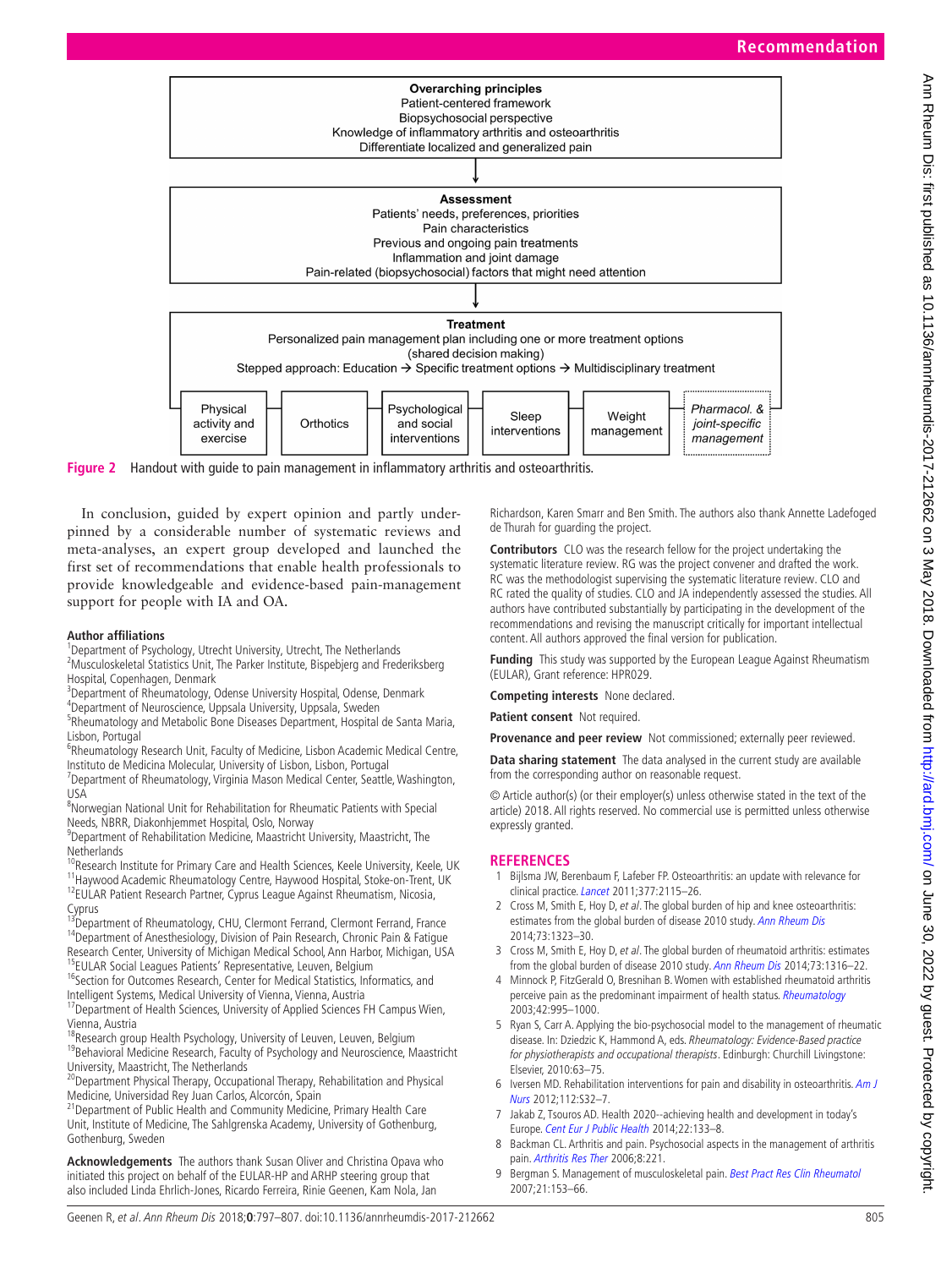**Overarching principles**
Patient-centered framework
Biopsychosocial perspective
Knowledge of inflammatory arthritis and osteoarthritis
Differentiate localized and generalized pain

↓

**Assessment**
Patients' needs, preferences, priorities
Pain characteristics
Previous and ongoing pain treatments
Inflammation and joint damage
Pain-related (biopsychosocial) factors that might need attention

↓

**Treatment**
Personalized pain management plan including one or more treatment options
(shared decision making)
Stepped approach: Education → Specific treatment options → Multidisciplinary treatment

| Physical activity and exercise | Orthotics | Psychological and social interventions | Sleep interventions | Weight management | *Pharmacol. & joint-specific management* |
|---|---|---|---|---|---|

**Figure 2** Handout with guide to pain management in inflammatory arthritis and osteoarthritis.

In conclusion, guided by expert opinion and partly underpinned by a considerable number of systematic reviews and meta-analyses, an expert group developed and launched the first set of recommendations that enable health professionals to provide knowledgeable and evidence-based pain-management support for people with IA and OA.

**Author affiliations**
[1]Department of Psychology, Utrecht University, Utrecht, The Netherlands
[2]Musculoskeletal Statistics Unit, The Parker Institute, Bispebjerg and Frederiksberg Hospital, Copenhagen, Denmark
[3]Department of Rheumatology, Odense University Hospital, Odense, Denmark
[4]Department of Neuroscience, Uppsala University, Uppsala, Sweden
[5]Rheumatology and Metabolic Bone Diseases Department, Hospital de Santa Maria, Lisbon, Portugal
[6]Rheumatology Research Unit, Faculty of Medicine, Lisbon Academic Medical Centre, Instituto de Medicina Molecular, University of Lisbon, Lisbon, Portugal
[7]Department of Rheumatology, Virginia Mason Medical Center, Seattle, Washington, USA
[8]Norwegian National Unit for Rehabilitation for Rheumatic Patients with Special Needs, NBRR, Diakonhjemmet Hospital, Oslo, Norway
[9]Department of Rehabilitation Medicine, Maastricht University, Maastricht, The Netherlands
[10]Research Institute for Primary Care and Health Sciences, Keele University, Keele, UK
[11]Haywood Academic Rheumatology Centre, Haywood Hospital, Stoke-on-Trent, UK
[12]EULAR Patient Research Partner, Cyprus League Against Rheumatism, Nicosia, Cyprus
[13]Department of Rheumatology, CHU, Clermont Ferrand, Clermont Ferrand, France
[14]Department of Anesthesiology, Division of Pain Research, Chronic Pain & Fatigue Research Center, University of Michigan Medical School, Ann Harbor, Michigan, USA
[15]EULAR Social Leagues Patients' Representative, Leuven, Belgium
[16]Section for Outcomes Research, Center for Medical Statistics, Informatics, and Intelligent Systems, Medical University of Vienna, Vienna, Austria
[17]Department of Health Sciences, University of Applied Sciences FH Campus Wien, Vienna, Austria
[18]Research group Health Psychology, University of Leuven, Leuven, Belgium
[19]Behavioral Medicine Research, Faculty of Psychology and Neuroscience, Maastricht University, Maastricht, The Netherlands
[20]Department Physical Therapy, Occupational Therapy, Rehabilitation and Physical Medicine, Universidad Rey Juan Carlos, Alcorcón, Spain
[21]Department of Public Health and Community Medicine, Primary Health Care Unit, Institute of Medicine, The Sahlgrenska Academy, University of Gothenburg, Gothenburg, Sweden

**Acknowledgements** The authors thank Susan Oliver and Christina Opava who initiated this project on behalf of the EULAR-HP and ARHP steering group that also included Linda Ehrlich-Jones, Ricardo Ferreira, Rinie Geenen, Kam Nola, Jan Richardson, Karen Smarr and Ben Smith. The authors also thank Annette Ladefoged de Thurah for guarding the project.

**Contributors** CLO was the research fellow for the project undertaking the systematic literature review. RG was the project convener and drafted the work. RC was the methodologist supervising the systematic literature review. CLO and RC rated the quality of studies. CLO and JA independently assessed the studies. All authors have contributed substantially by participating in the development of the recommendations and revising the manuscript critically for important intellectual content. All authors approved the final version for publication.

**Funding** This study was supported by the European League Against Rheumatism (EULAR), Grant reference: HPR029.

**Competing interests** None declared.

**Patient consent** Not required.

**Provenance and peer review** Not commissioned; externally peer reviewed.

**Data sharing statement** The data analysed in the current study are available from the corresponding author on reasonable request.

© Article author(s) (or their employer(s) unless otherwise stated in the text of the article) 2018. All rights reserved. No commercial use is permitted unless otherwise expressly granted.

## REFERENCES

1. Bijlsma JW, Berenbaum F, Lafeber FP. Osteoarthritis: an update with relevance for clinical practice. *Lancet* 2011;377:2115–26.
2. Cross M, Smith E, Hoy D, *et al*. The global burden of hip and knee osteoarthritis: estimates from the global burden of disease 2010 study. *Ann Rheum Dis* 2014;73:1323–30.
3. Cross M, Smith E, Hoy D, *et al*. The global burden of rheumatoid arthritis: estimates from the global burden of disease 2010 study. *Ann Rheum Dis* 2014;73:1316–22.
4. Minnock P, FitzGerald O, Bresnihan B. Women with established rheumatoid arthritis perceive pain as the predominant impairment of health status. *Rheumatology* 2003;42:995–1000.
5. Ryan S, Carr A. Applying the bio-psychosocial model to the management of rheumatic disease. In: Dziedzic K, Hammond A, eds. *Rheumatology: Evidence-Based practice for physiotherapists and occupational therapists*. Edinburgh: Churchill Livingstone: Elsevier, 2010:63–75.
6. Iversen MD. Rehabilitation interventions for pain and disability in osteoarthritis. *Am J Nurs* 2012;112:S32–7.
7. Jakab Z, Tsouros AD. Health 2020--achieving health and development in today's Europe. *Cent Eur J Public Health* 2014;22:133–8.
8. Backman CL. Arthritis and pain. Psychosocial aspects in the management of arthritis pain. *Arthritis Res Ther* 2006;8:221.
9. Bergman S. Management of musculoskeletal pain. *Best Pract Res Clin Rheumatol* 2007;21:153–66.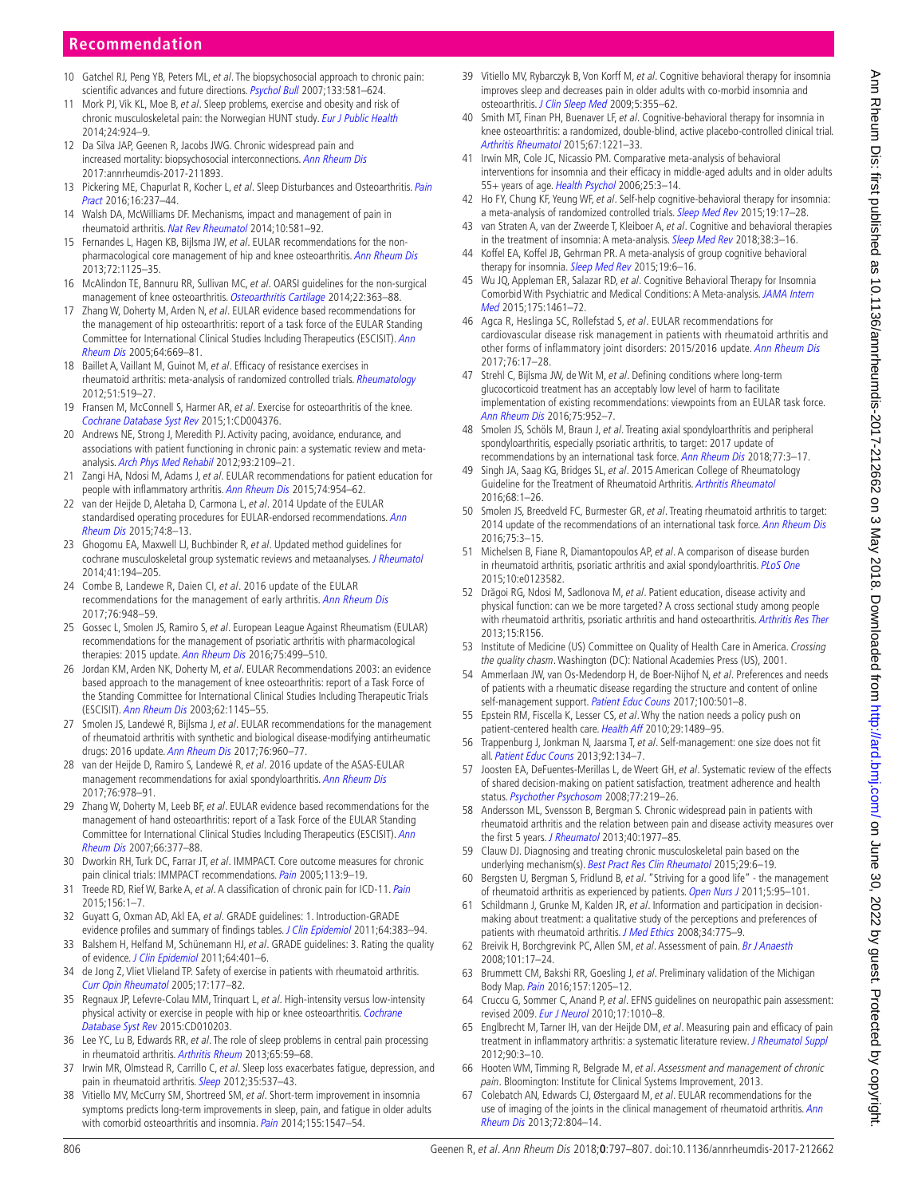10. Gatchel RJ, Peng YB, Peters ML, *et al*. The biopsychosocial approach to chronic pain: scientific advances and future directions. *Psychol Bull* 2007;133:581–624.
11. Mork PJ, Vik KL, Moe B, *et al*. Sleep problems, exercise and obesity and risk of chronic musculoskeletal pain: the Norwegian HUNT study. *Eur J Public Health* 2014;24:924–9.
12. Da Silva JAP, Geenen R, Jacobs JWG. Chronic widespread pain and increased mortality: biopsychosocial interconnections. *Ann Rheum Dis* 2017:annrheumdis-2017-211893.
13. Pickering ME, Chapurlat R, Kocher L, *et al*. Sleep Disturbances and Osteoarthritis. *Pain Pract* 2016;16:237–44.
14. Walsh DA, McWilliams DF. Mechanisms, impact and management of pain in rheumatoid arthritis. *Nat Rev Rheumatol* 2014;10:581–92.
15. Fernandes L, Hagen KB, Bijlsma JW, *et al*. EULAR recommendations for the non-pharmacological core management of hip and knee osteoarthritis. *Ann Rheum Dis* 2013;72:1125–35.
16. McAlindon TE, Bannuru RR, Sullivan MC, *et al*. OARSI guidelines for the non-surgical management of knee osteoarthritis. *Osteoarthritis Cartilage* 2014;22:363–88.
17. Zhang W, Doherty M, Arden N, *et al*. EULAR evidence based recommendations for the management of hip osteoarthritis: report of a task force of the EULAR Standing Committee for International Clinical Studies Including Therapeutics (ESCISIT). *Ann Rheum Dis* 2005;64:669–81.
18. Baillet A, Vaillant M, Guinot M, *et al*. Efficacy of resistance exercises in rheumatoid arthritis: meta-analysis of randomized controlled trials. *Rheumatology* 2012;51:519–27.
19. Fransen M, McConnell S, Harmer AR, *et al*. Exercise for osteoarthritis of the knee. *Cochrane Database Syst Rev* 2015;1:CD004376.
20. Andrews NE, Strong J, Meredith PJ. Activity pacing, avoidance, endurance, and associations with patient functioning in chronic pain: a systematic review and meta-analysis. *Arch Phys Med Rehabil* 2012;93:2109–21.
21. Zangi HA, Ndosi M, Adams J, *et al*. EULAR recommendations for patient education for people with inflammatory arthritis. *Ann Rheum Dis* 2015;74:954–62.
22. van der Heijde D, Aletaha D, Carmona L, *et al*. 2014 Update of the EULAR standardised operating procedures for EULAR-endorsed recommendations. *Ann Rheum Dis* 2015;74:8–13.
23. Ghogomu EA, Maxwell LJ, Buchbinder R, *et al*. Updated method guidelines for cochrane musculoskeletal group systematic reviews and metaanalyses. *J Rheumatol* 2014;41:194–205.
24. Combe B, Landewe R, Daien CI, *et al*. 2016 update of the EULAR recommendations for the management of early arthritis. *Ann Rheum Dis* 2017;76:948–59.
25. Gossec L, Smolen JS, Ramiro S, *et al*. European League Against Rheumatism (EULAR) recommendations for the management of psoriatic arthritis with pharmacological therapies: 2015 update. *Ann Rheum Dis* 2016;75:499–510.
26. Jordan KM, Arden NK, Doherty M, *et al*. EULAR Recommendations 2003: an evidence based approach to the management of knee osteoarthritis: report of a Task Force of the Standing Committee for International Clinical Studies Including Therapeutic Trials (ESCISIT). *Ann Rheum Dis* 2003;62:1145–55.
27. Smolen JS, Landewé R, Bijlsma J, *et al*. EULAR recommendations for the management of rheumatoid arthritis with synthetic and biological disease-modifying antirheumatic drugs: 2016 update. *Ann Rheum Dis* 2017;76:960–77.
28. van der Heijde D, Ramiro S, Landewé R, *et al*. 2016 update of the ASAS-EULAR management recommendations for axial spondyloarthritis. *Ann Rheum Dis* 2017;76:978–91.
29. Zhang W, Doherty M, Leeb BF, *et al*. EULAR evidence based recommendations for the management of hand osteoarthritis: report of a Task Force of the EULAR Standing Committee for International Clinical Studies Including Therapeutics (ESCISIT). *Ann Rheum Dis* 2007;66:377–88.
30. Dworkin RH, Turk DC, Farrar JT, *et al*. IMMPACT. Core outcome measures for chronic pain clinical trials: IMMPACT recommendations. *Pain* 2005;113:9–19.
31. Treede RD, Rief W, Barke A, *et al*. A classification of chronic pain for ICD-11. *Pain* 2015;156:1–7.
32. Guyatt G, Oxman AD, Akl EA, *et al*. GRADE guidelines: 1. Introduction-GRADE evidence profiles and summary of findings tables. *J Clin Epidemiol* 2011;64:383–94.
33. Balshem H, Helfand M, Schünemann HJ, *et al*. GRADE guidelines: 3. Rating the quality of evidence. *J Clin Epidemiol* 2011;64:401–6.
34. de Jong Z, Vliet Vlieland TP. Safety of exercise in patients with rheumatoid arthritis. *Curr Opin Rheumatol* 2005;17:177–82.
35. Regnaux JP, Lefevre-Colau MM, Trinquart L, *et al*. High-intensity versus low-intensity physical activity or exercise in people with hip or knee osteoarthritis. *Cochrane Database Syst Rev* 2015:CD010203.
36. Lee YC, Lu B, Edwards RR, *et al*. The role of sleep problems in central pain processing in rheumatoid arthritis. *Arthritis Rheum* 2013;65:59–68.
37. Irwin MR, Olmstead R, Carrillo C, *et al*. Sleep loss exacerbates fatigue, depression, and pain in rheumatoid arthritis. *Sleep* 2012;35:537–43.
38. Vitiello MV, McCurry SM, Shortreed SM, *et al*. Short-term improvement in insomnia symptoms predicts long-term improvements in sleep, pain, and fatigue in older adults with comorbid osteoarthritis and insomnia. *Pain* 2014;155:1547–54.
39. Vitiello MV, Rybarczyk B, Von Korff M, *et al*. Cognitive behavioral therapy for insomnia improves sleep and decreases pain in older adults with co-morbid insomnia and osteoarthritis. *J Clin Sleep Med* 2009;5:355–62.
40. Smith MT, Finan PH, Buenaver LF, *et al*. Cognitive-behavioral therapy for insomnia in knee osteoarthritis: a randomized, double-blind, active placebo-controlled clinical trial. *Arthritis Rheumatol* 2015;67:1221–33.
41. Irwin MR, Cole JC, Nicassio PM. Comparative meta-analysis of behavioral interventions for insomnia and their efficacy in middle-aged adults and in older adults 55+ years of age. *Health Psychol* 2006;25:3–14.
42. Ho FY, Chung KF, Yeung WF, *et al*. Self-help cognitive-behavioral therapy for insomnia: a meta-analysis of randomized controlled trials. *Sleep Med Rev* 2015;19:17–28.
43. van Straten A, van der Zweerde T, Kleiboer A, *et al*. Cognitive and behavioral therapies in the treatment of insomnia: A meta-analysis. *Sleep Med Rev* 2018;38:3–16.
44. Koffel EA, Koffel JB, Gehrman PR. A meta-analysis of group cognitive behavioral therapy for insomnia. *Sleep Med Rev* 2015;19:6–16.
45. Wu JQ, Appleman ER, Salazar RD, *et al*. Cognitive Behavioral Therapy for Insomnia Comorbid With Psychiatric and Medical Conditions: A Meta-analysis. *JAMA Intern Med* 2015;175:1461–72.
46. Agca R, Heslinga SC, Rollefstad S, *et al*. EULAR recommendations for cardiovascular disease risk management in patients with rheumatoid arthritis and other forms of inflammatory joint disorders: 2015/2016 update. *Ann Rheum Dis* 2017;76:17–28.
47. Strehl C, Bijlsma JW, de Wit M, *et al*. Defining conditions where long-term glucocorticoid treatment has an acceptably low level of harm to facilitate implementation of existing recommendations: viewpoints from an EULAR task force. *Ann Rheum Dis* 2016;75:952–7.
48. Smolen JS, Schöls M, Braun J, *et al*. Treating axial spondyloarthritis and peripheral spondyloarthritis, especially psoriatic arthritis, to target: 2017 update of recommendations by an international task force. *Ann Rheum Dis* 2018;77:3–17.
49. Singh JA, Saag KG, Bridges SL, *et al*. 2015 American College of Rheumatology Guideline for the Treatment of Rheumatoid Arthritis. *Arthritis Rheumatol* 2016;68:1–26.
50. Smolen JS, Breedveld FC, Burmester GR, *et al*. Treating rheumatoid arthritis to target: 2014 update of the recommendations of an international task force. *Ann Rheum Dis* 2016;75:3–15.
51. Michelsen B, Fiane R, Diamantopoulos AP, *et al*. A comparison of disease burden in rheumatoid arthritis, psoriatic arthritis and axial spondyloarthritis. *PLoS One* 2015;10:e0123582.
52. Drăgoi RG, Ndosi M, Sadlonova M, *et al*. Patient education, disease activity and physical function: can we be more targeted? A cross sectional study among people with rheumatoid arthritis, psoriatic arthritis and hand osteoarthritis. *Arthritis Res Ther* 2013;15:R156.
53. Institute of Medicine (US) Committee on Quality of Health Care in America. *Crossing the quality chasm*. Washington (DC): National Academies Press (US), 2001.
54. Ammerlaan JW, van Os-Medendorp H, de Boer-Nijhof N, *et al*. Preferences and needs of patients with a rheumatic disease regarding the structure and content of online self-management support. *Patient Educ Couns* 2017;100:501–8.
55. Epstein RM, Fiscella K, Lesser CS, *et al*. Why the nation needs a policy push on patient-centered health care. *Health Aff* 2010;29:1489–95.
56. Trappenburg J, Jonkman N, Jaarsma T, *et al*. Self-management: one size does not fit all. *Patient Educ Couns* 2013;92:134–7.
57. Joosten EA, DeFuentes-Merillas L, de Weert GH, *et al*. Systematic review of the effects of shared decision-making on patient satisfaction, treatment adherence and health status. *Psychother Psychosom* 2008;77:219–26.
58. Andersson ML, Svensson B, Bergman S. Chronic widespread pain in patients with rheumatoid arthritis and the relation between pain and disease activity measures over the first 5 years. *J Rheumatol* 2013;40:1977–85.
59. Clauw DJ. Diagnosing and treating chronic musculoskeletal pain based on the underlying mechanism(s). *Best Pract Res Clin Rheumatol* 2015;29:6–19.
60. Bergsten U, Bergman S, Fridlund B, *et al*. "Striving for a good life" - the management of rheumatoid arthritis as experienced by patients. *Open Nurs J* 2011;5:95–101.
61. Schildmann J, Grunke M, Kalden JR, *et al*. Information and participation in decision-making about treatment: a qualitative study of the perceptions and preferences of patients with rheumatoid arthritis. *J Med Ethics* 2008;34:775–9.
62. Breivik H, Borchgrevink PC, Allen SM, *et al*. Assessment of pain. *Br J Anaesth* 2008;101:17–24.
63. Brummett CM, Bakshi RR, Goesling J, *et al*. Preliminary validation of the Michigan Body Map. *Pain* 2016;157:1205–12.
64. Cruccu G, Sommer C, Anand P, *et al*. EFNS guidelines on neuropathic pain assessment: revised 2009. *Eur J Neurol* 2010;17:1010–8.
65. Englbrecht M, Tarner IH, van der Heijde DM, *et al*. Measuring pain and efficacy of pain treatment in inflammatory arthritis: a systematic literature review. *J Rheumatol Suppl* 2012;90:3–10.
66. Hooten WM, Timming R, Belgrade M, *et al*. *Assessment and management of chronic pain*. Bloomington: Institute for Clinical Systems Improvement, 2013.
67. Colebatch AN, Edwards CJ, Østergaard M, *et al*. EULAR recommendations for the use of imaging of the joints in the clinical management of rheumatoid arthritis. *Ann Rheum Dis* 2013;72:804–14.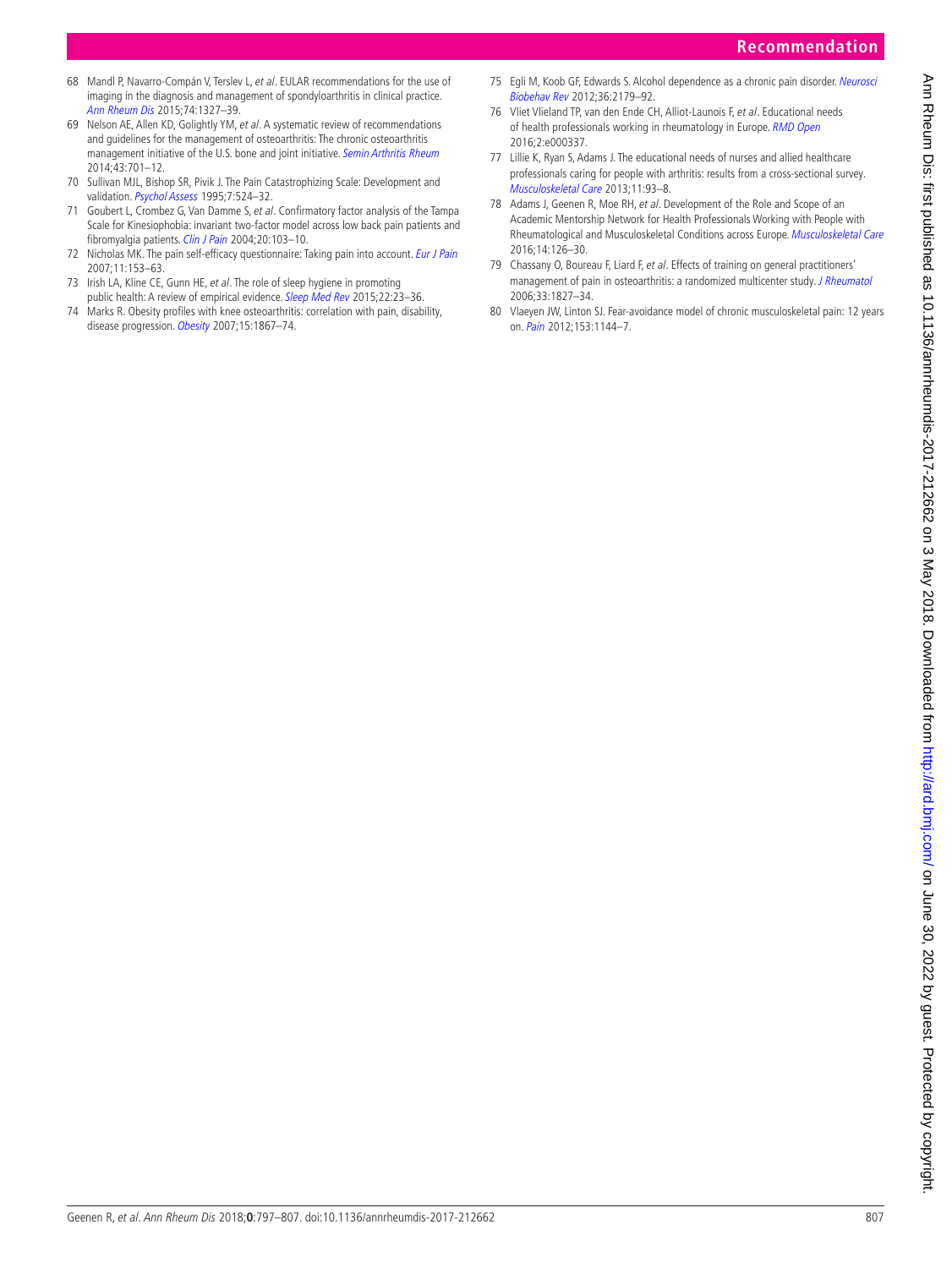68 Mandl P, Navarro-Compán V, Terslev L, *et al*. EULAR recommendations for the use of imaging in the diagnosis and management of spondyloarthritis in clinical practice. *Ann Rheum Dis* 2015;74:1327–39.

69 Nelson AE, Allen KD, Golightly YM, *et al*. A systematic review of recommendations and guidelines for the management of osteoarthritis: The chronic osteoarthritis management initiative of the U.S. bone and joint initiative. *Semin Arthritis Rheum* 2014;43:701–12.

70 Sullivan MJL, Bishop SR, Pivik J. The Pain Catastrophizing Scale: Development and validation. *Psychol Assess* 1995;7:524–32.

71 Goubert L, Crombez G, Van Damme S, *et al*. Confirmatory factor analysis of the Tampa Scale for Kinesiophobia: invariant two-factor model across low back pain patients and fibromyalgia patients. *Clin J Pain* 2004;20:103–10.

72 Nicholas MK. The pain self-efficacy questionnaire: Taking pain into account. *Eur J Pain* 2007;11:153–63.

73 Irish LA, Kline CE, Gunn HE, *et al*. The role of sleep hygiene in promoting public health: A review of empirical evidence. *Sleep Med Rev* 2015;22:23–36.

74 Marks R. Obesity profiles with knee osteoarthritis: correlation with pain, disability, disease progression. *Obesity* 2007;15:1867–74.

75 Egli M, Koob GF, Edwards S. Alcohol dependence as a chronic pain disorder. *Neurosci Biobehav Rev* 2012;36:2179–92.

76 Vliet Vlieland TP, van den Ende CH, Alliot-Launois F, *et al*. Educational needs of health professionals working in rheumatology in Europe. *RMD Open* 2016;2:e000337.

77 Lillie K, Ryan S, Adams J. The educational needs of nurses and allied healthcare professionals caring for people with arthritis: results from a cross-sectional survey. *Musculoskeletal Care* 2013;11:93–8.

78 Adams J, Geenen R, Moe RH, *et al*. Development of the Role and Scope of an Academic Mentorship Network for Health Professionals Working with People with Rheumatological and Musculoskeletal Conditions across Europe. *Musculoskeletal Care* 2016;14:126–30.

79 Chassany O, Boureau F, Liard F, *et al*. Effects of training on general practitioners' management of pain in osteoarthritis: a randomized multicenter study. *J Rheumatol* 2006;33:1827–34.

80 Vlaeyen JW, Linton SJ. Fear-avoidance model of chronic musculoskeletal pain: 12 years on. *Pain* 2012;153:1144–7.